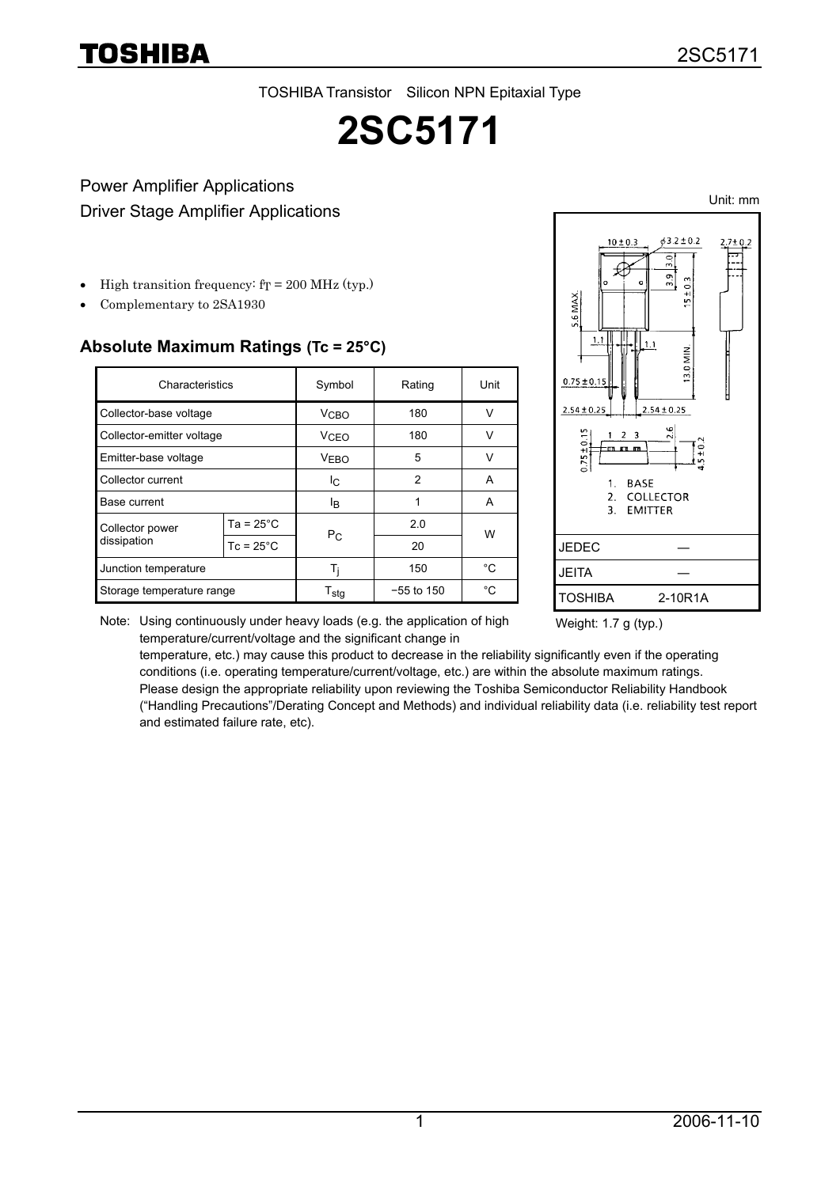TOSHIBA Transistor Silicon NPN Epitaxial Type

# 2SC5171

Power Amplifier Applications
Driver Stage Amplifier Applications

- High transition frequency: $f_T$ = 200 MHz (typ.)
- Complementary to 2SA1930

## Absolute Maximum Ratings (Tc = 25°C)

| Characteristics | | Symbol | Rating | Unit |
|---|---|---|---|---|
| Collector-base voltage | | $V_{CBO}$ | 180 | V |
| Collector-emitter voltage | | $V_{CEO}$ | 180 | V |
| Emitter-base voltage | | $V_{EBO}$ | 5 | V |
| Collector current | | $I_C$ | 2 | A |
| Base current | | $I_B$ | 1 | A |
| Collector power dissipation | Ta = 25°C | $P_C$ | 2.0 | W |
| | Tc = 25°C | | 20 | |
| Junction temperature | | $T_j$ | 150 | °C |
| Storage temperature range | | $T_{stg}$ | −55 to 150 | °C |

Note: Using continuously under heavy loads (e.g. the application of high temperature/current/voltage and the significant change in temperature, etc.) may cause this product to decrease in the reliability significantly even if the operating conditions (i.e. operating temperature/current/voltage, etc.) are within the absolute maximum ratings. Please design the appropriate reliability upon reviewing the Toshiba Semiconductor Reliability Handbook ("Handling Precautions"/Derating Concept and Methods) and individual reliability data (i.e. reliability test report and estimated failure rate, etc).

Unit: mm

1. BASE
2. COLLECTOR
3. EMITTER

| | |
|---|---|
| JEDEC | ― |
| JEITA | ― |
| TOSHIBA | 2-10R1A |

Weight: 1.7 g (typ.)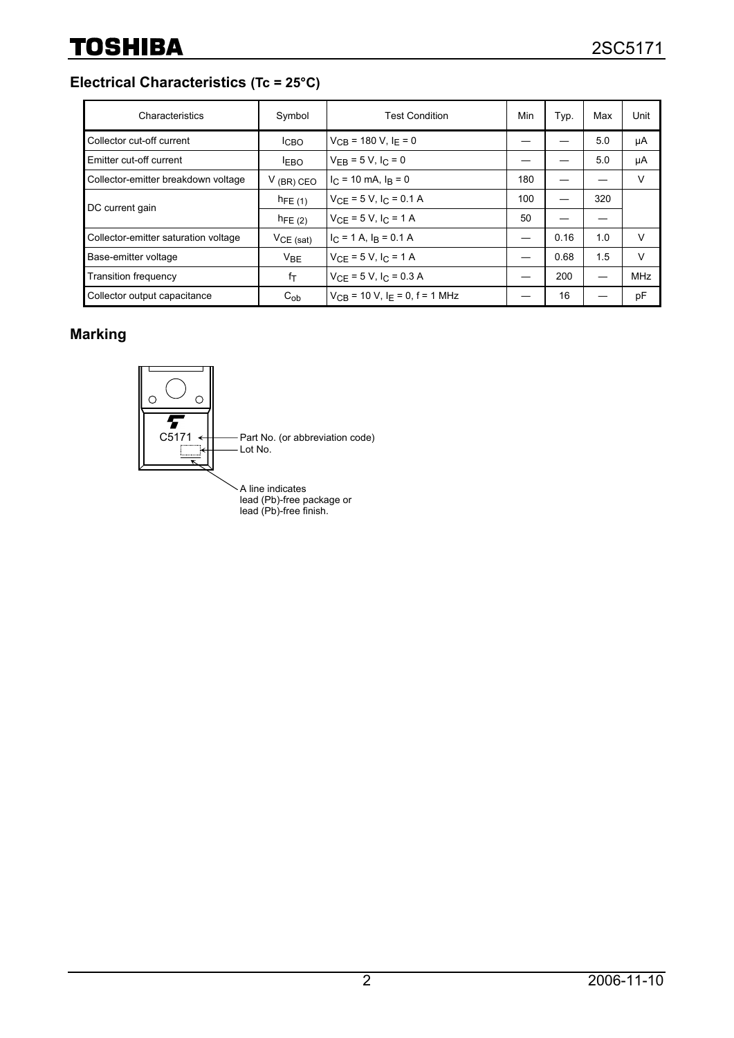## Electrical Characteristics (Tc = 25°C)

| Characteristics | Symbol | Test Condition | Min | Typ. | Max | Unit |
|---|---|---|---|---|---|---|
| Collector cut-off current | $I_{CBO}$ | $V_{CB}$ = 180 V, $I_E$ = 0 | — | — | 5.0 | μA |
| Emitter cut-off current | $I_{EBO}$ | $V_{EB}$ = 5 V, $I_C$ = 0 | — | — | 5.0 | μA |
| Collector-emitter breakdown voltage | $V_{(BR)\ CEO}$ | $I_C$ = 10 mA, $I_B$ = 0 | 180 | — | — | V |
| DC current gain | $h_{FE\ (1)}$ | $V_{CE}$ = 5 V, $I_C$ = 0.1 A | 100 | — | 320 | |
| | $h_{FE\ (2)}$ | $V_{CE}$ = 5 V, $I_C$ = 1 A | 50 | — | — | |
| Collector-emitter saturation voltage | $V_{CE\ (sat)}$ | $I_C$ = 1 A, $I_B$ = 0.1 A | — | 0.16 | 1.0 | V |
| Base-emitter voltage | $V_{BE}$ | $V_{CE}$ = 5 V, $I_C$ = 1 A | — | 0.68 | 1.5 | V |
| Transition frequency | $f_T$ | $V_{CE}$ = 5 V, $I_C$ = 0.3 A | — | 200 | — | MHz |
| Collector output capacitance | $C_{ob}$ | $V_{CB}$ = 10 V, $I_E$ = 0, f = 1 MHz | — | 16 | — | pF |

## Marking

C5171 — Part No. (or abbreviation code)

Lot No.

A line indicates lead (Pb)-free package or lead (Pb)-free finish.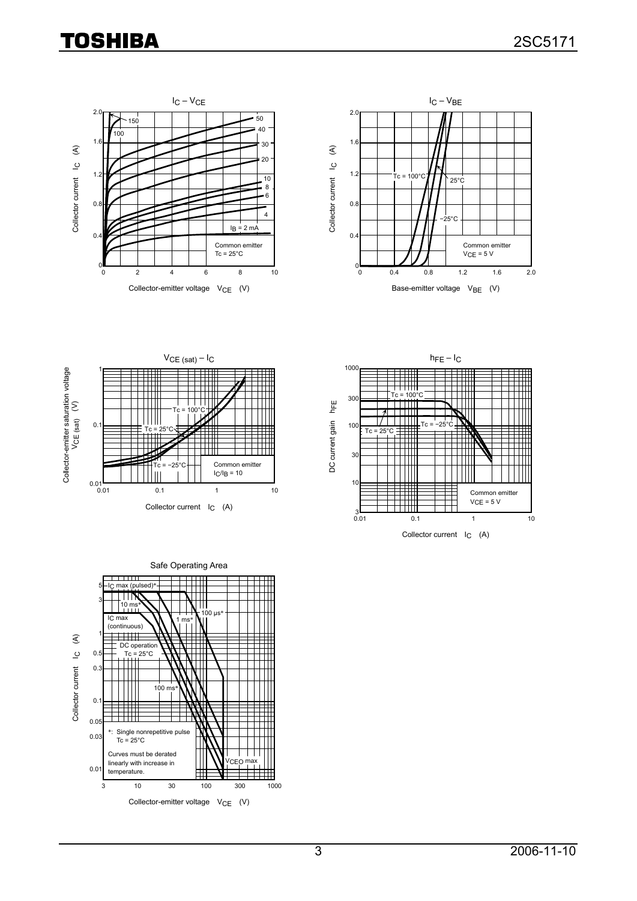## $I_C$ – $V_{CE}$

Collector current $I_C$ (A)

Collector-emitter voltage $V_{CE}$ (V)

$I_B$ = 2 mA, 4, 6, 8, 10, 20, 30, 40, 50, 100, 150

Common emitter
Tc = 25°C

## $I_C$ – $V_{BE}$

Collector current $I_C$ (A)

Base-emitter voltage $V_{BE}$ (V)

Tc = 100°C, 25°C, −25°C

Common emitter
$V_{CE}$ = 5 V

## $V_{CE\ (sat)}$ – $I_C$

Collector-emitter saturation voltage $V_{CE\ (sat)}$ (V)

Collector current $I_C$ (A)

Tc = 100°C, Tc = 25°C, Tc = −25°C

Common emitter
$I_C/I_B$ = 10

## $h_{FE}$ – $I_C$

DC current gain $h_{FE}$

Collector current $I_C$ (A)

Tc = 100°C, Tc = 25°C, Tc = −25°C

Common emitter
$V_{CE}$ = 5 V

## Safe Operating Area

Collector current $I_C$ (A)

Collector-emitter voltage $V_{CE}$ (V)

$I_C$ max (pulsed)*

10 ms*

1 ms*

100 μs*

$I_C$ max (continuous)

DC operation
Tc = 25°C

100 ms*

*: Single nonrepetitive pulse
Tc = 25°C

Curves must be derated linearly with increase in temperature.

$V_{CEO}$ max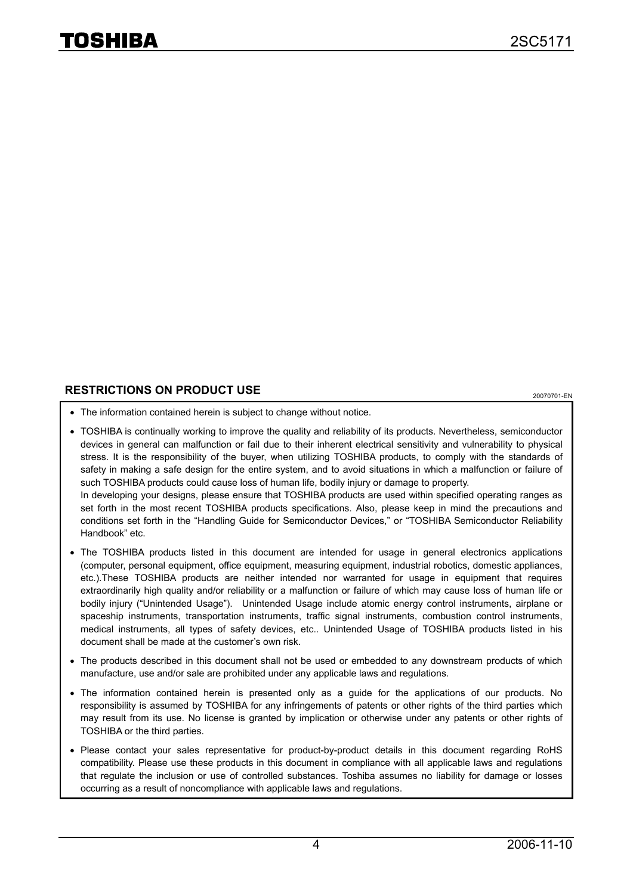## RESTRICTIONS ON PRODUCT USE

20070701-EN

- The information contained herein is subject to change without notice.
- TOSHIBA is continually working to improve the quality and reliability of its products. Nevertheless, semiconductor devices in general can malfunction or fail due to their inherent electrical sensitivity and vulnerability to physical stress. It is the responsibility of the buyer, when utilizing TOSHIBA products, to comply with the standards of safety in making a safe design for the entire system, and to avoid situations in which a malfunction or failure of such TOSHIBA products could cause loss of human life, bodily injury or damage to property.
  In developing your designs, please ensure that TOSHIBA products are used within specified operating ranges as set forth in the most recent TOSHIBA products specifications. Also, please keep in mind the precautions and conditions set forth in the "Handling Guide for Semiconductor Devices," or "TOSHIBA Semiconductor Reliability Handbook" etc.
- The TOSHIBA products listed in this document are intended for usage in general electronics applications (computer, personal equipment, office equipment, measuring equipment, industrial robotics, domestic appliances, etc.).These TOSHIBA products are neither intended nor warranted for usage in equipment that requires extraordinarily high quality and/or reliability or a malfunction or failure of which may cause loss of human life or bodily injury ("Unintended Usage"). Unintended Usage include atomic energy control instruments, airplane or spaceship instruments, transportation instruments, traffic signal instruments, combustion control instruments, medical instruments, all types of safety devices, etc.. Unintended Usage of TOSHIBA products listed in his document shall be made at the customer's own risk.
- The products described in this document shall not be used or embedded to any downstream products of which manufacture, use and/or sale are prohibited under any applicable laws and regulations.
- The information contained herein is presented only as a guide for the applications of our products. No responsibility is assumed by TOSHIBA for any infringements of patents or other rights of the third parties which may result from its use. No license is granted by implication or otherwise under any patents or other rights of TOSHIBA or the third parties.
- Please contact your sales representative for product-by-product details in this document regarding RoHS compatibility. Please use these products in this document in compliance with all applicable laws and regulations that regulate the inclusion or use of controlled substances. Toshiba assumes no liability for damage or losses occurring as a result of noncompliance with applicable laws and regulations.